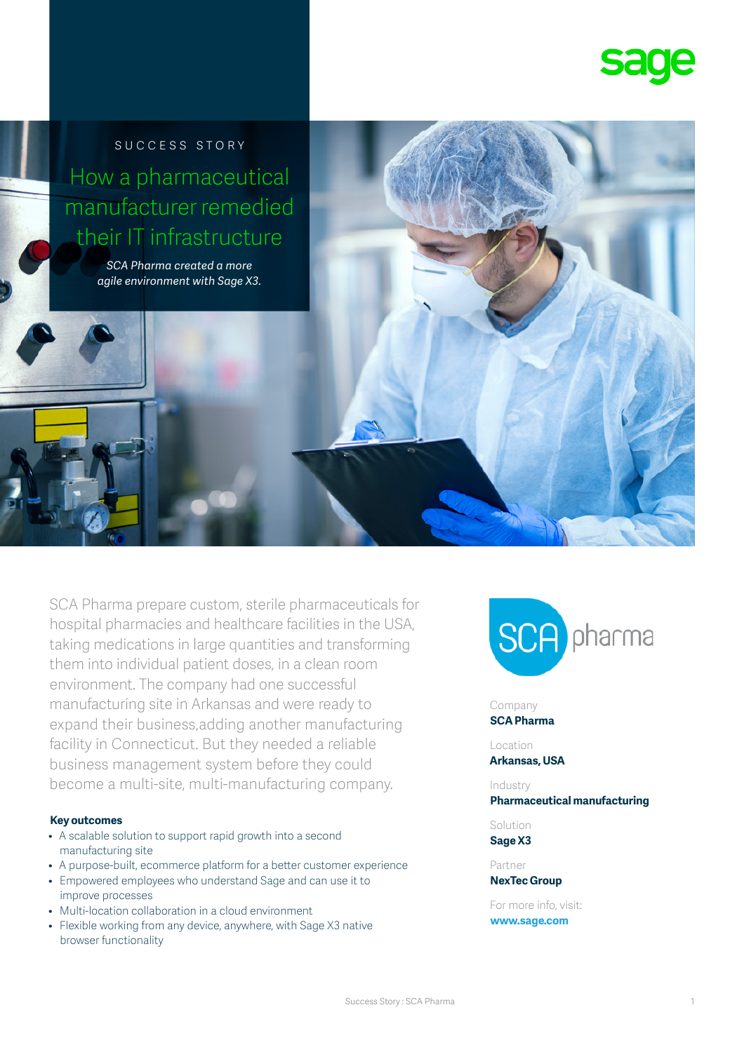SUCCESS STORY

# How a pharmaceutical manufacturer remedied their IT infrastructure

*SCA Pharma created a more agile environment with Sage X3.*

SCA Pharma prepare custom, sterile pharmaceuticals for hospital pharmacies and healthcare facilities in the USA, taking medications in large quantities and transforming them into individual patient doses, in a clean room environment. The company had one successful manufacturing site in Arkansas and were ready to expand their business,adding another manufacturing facility in Connecticut. But they needed a reliable business management system before they could become a multi-site, multi-manufacturing company.

**Key outcomes**

- A scalable solution to support rapid growth into a second manufacturing site
- A purpose-built, ecommerce platform for a better customer experience
- Empowered employees who understand Sage and can use it to improve processes
- Multi-location collaboration in a cloud environment
- Flexible working from any device, anywhere, with Sage X3 native browser functionality

Company
**SCA Pharma**

Location
**Arkansas, USA**

Industry
**Pharmaceutical manufacturing**

Solution
**Sage X3**

Partner
**NexTec Group**

For more info, visit:
**www.sage.com**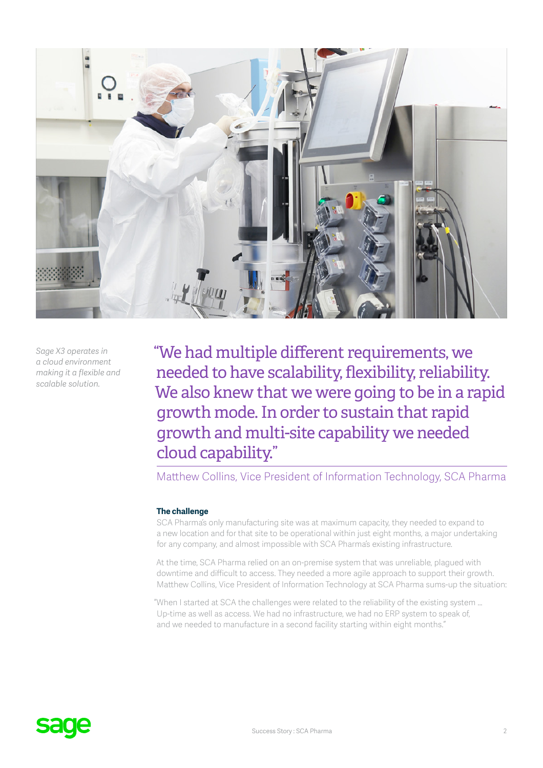*Sage X3 operates in a cloud environment making it a flexible and scalable solution.*

> "We had multiple different requirements, we needed to have scalability, flexibility, reliability. We also knew that we were going to be in a rapid growth mode. In order to sustain that rapid growth and multi-site capability we needed cloud capability."

Matthew Collins, Vice President of Information Technology, SCA Pharma

**The challenge**

SCA Pharma's only manufacturing site was at maximum capacity, they needed to expand to a new location and for that site to be operational within just eight months, a major undertaking for any company, and almost impossible with SCA Pharma's existing infrastructure.

At the time, SCA Pharma relied on an on-premise system that was unreliable, plagued with downtime and difficult to access. They needed a more agile approach to support their growth. Matthew Collins, Vice President of Information Technology at SCA Pharma sums-up the situation:

"When I started at SCA the challenges were related to the reliability of the existing system ... Up-time as well as access. We had no infrastructure, we had no ERP system to speak of, and we needed to manufacture in a second facility starting within eight months."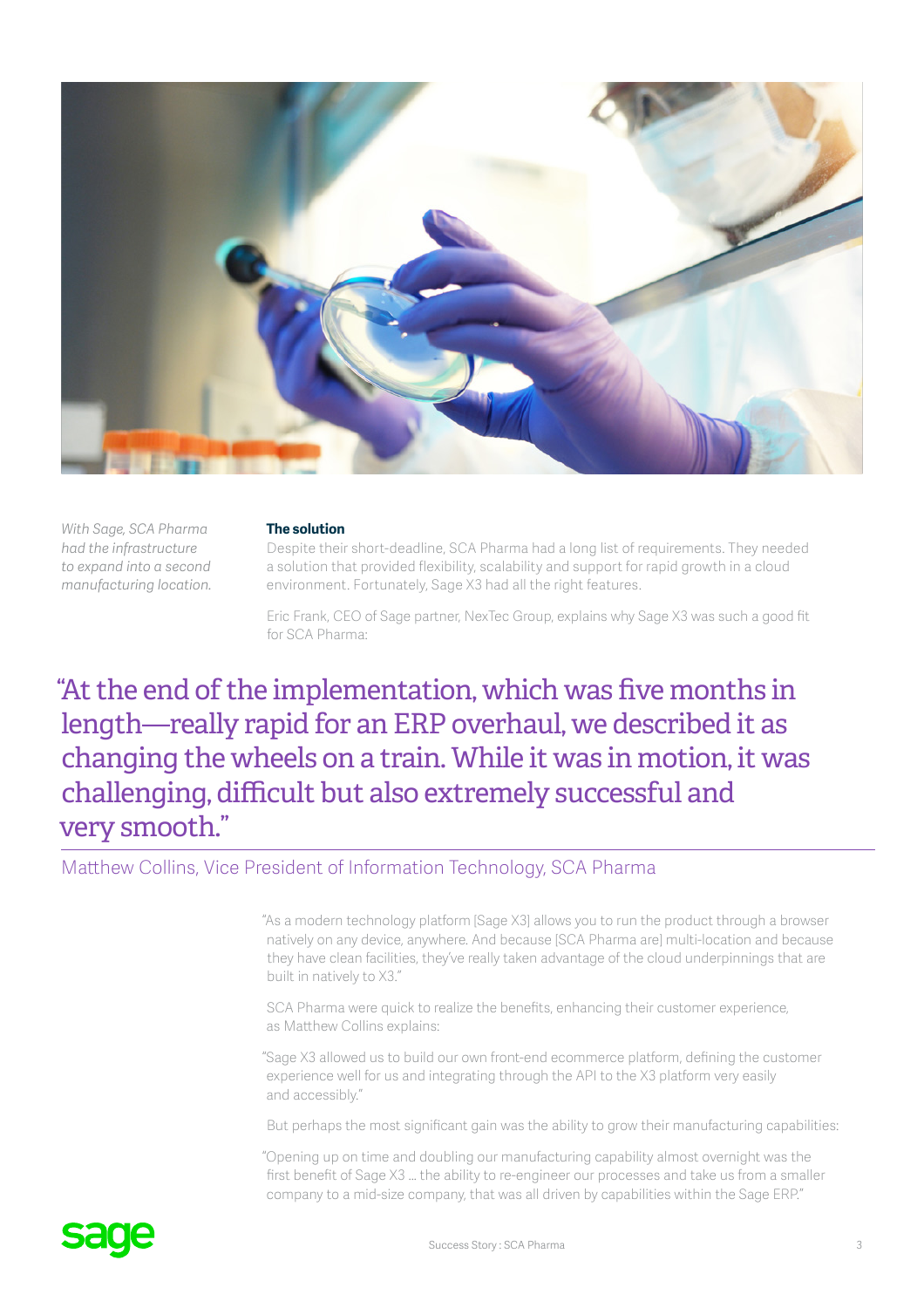*With Sage, SCA Pharma had the infrastructure to expand into a second manufacturing location.*

**The solution**

Despite their short-deadline, SCA Pharma had a long list of requirements. They needed a solution that provided flexibility, scalability and support for rapid growth in a cloud environment. Fortunately, Sage X3 had all the right features.

Eric Frank, CEO of Sage partner, NexTec Group, explains why Sage X3 was such a good fit for SCA Pharma:

> "At the end of the implementation, which was five months in length—really rapid for an ERP overhaul, we described it as changing the wheels on a train. While it was in motion, it was challenging, difficult but also extremely successful and very smooth."

Matthew Collins, Vice President of Information Technology, SCA Pharma

"As a modern technology platform [Sage X3] allows you to run the product through a browser natively on any device, anywhere. And because [SCA Pharma are] multi-location and because they have clean facilities, they've really taken advantage of the cloud underpinnings that are built in natively to X3."

SCA Pharma were quick to realize the benefits, enhancing their customer experience, as Matthew Collins explains:

"Sage X3 allowed us to build our own front-end ecommerce platform, defining the customer experience well for us and integrating through the API to the X3 platform very easily and accessibly."

But perhaps the most significant gain was the ability to grow their manufacturing capabilities:

"Opening up on time and doubling our manufacturing capability almost overnight was the first benefit of Sage X3 ... the ability to re-engineer our processes and take us from a smaller company to a mid-size company, that was all driven by capabilities within the Sage ERP."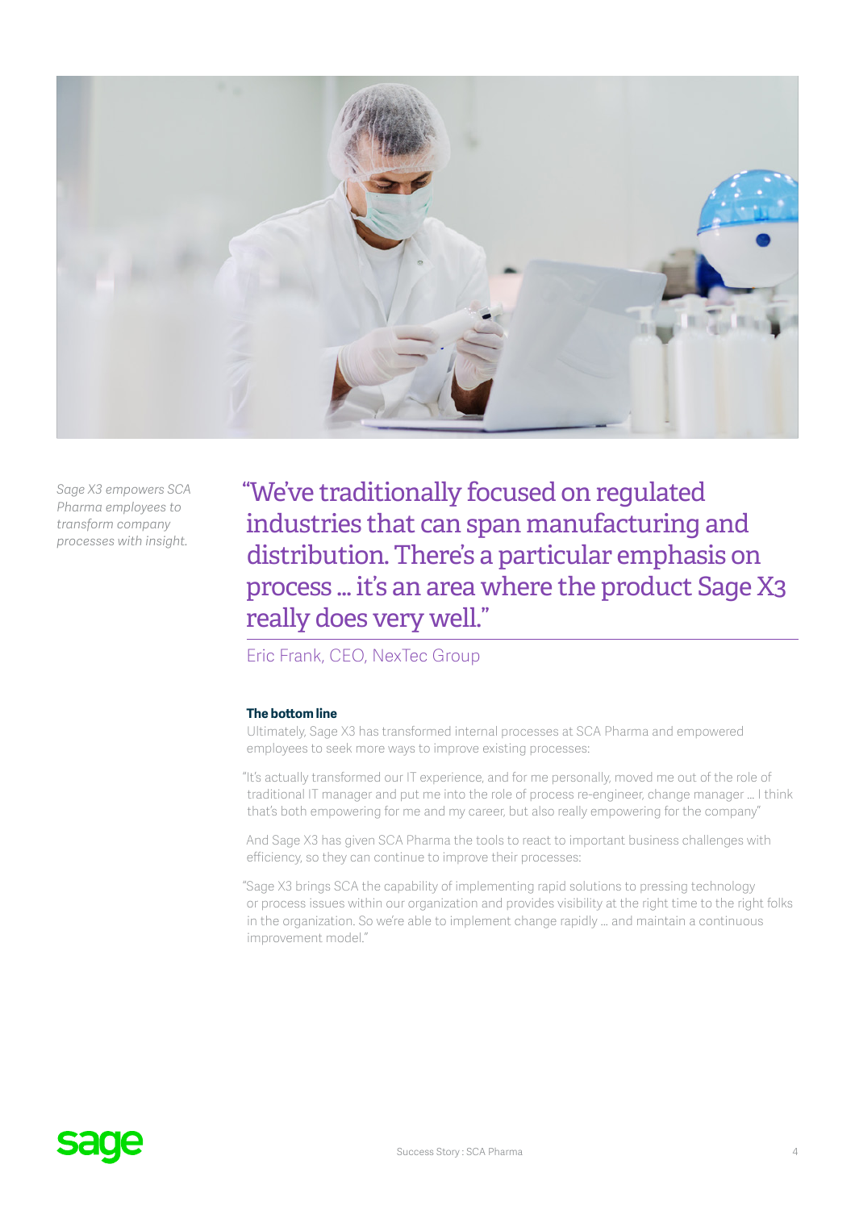*Sage X3 empowers SCA Pharma employees to transform company processes with insight.*

> "We've traditionally focused on regulated industries that can span manufacturing and distribution. There's a particular emphasis on process ... it's an area where the product Sage X3 really does very well."

Eric Frank, CEO, NexTec Group

**The bottom line**

Ultimately, Sage X3 has transformed internal processes at SCA Pharma and empowered employees to seek more ways to improve existing processes:

"It's actually transformed our IT experience, and for me personally, moved me out of the role of traditional IT manager and put me into the role of process re-engineer, change manager ... I think that's both empowering for me and my career, but also really empowering for the company"

And Sage X3 has given SCA Pharma the tools to react to important business challenges with efficiency, so they can continue to improve their processes:

"Sage X3 brings SCA the capability of implementing rapid solutions to pressing technology or process issues within our organization and provides visibility at the right time to the right folks in the organization. So we're able to implement change rapidly ... and maintain a continuous improvement model."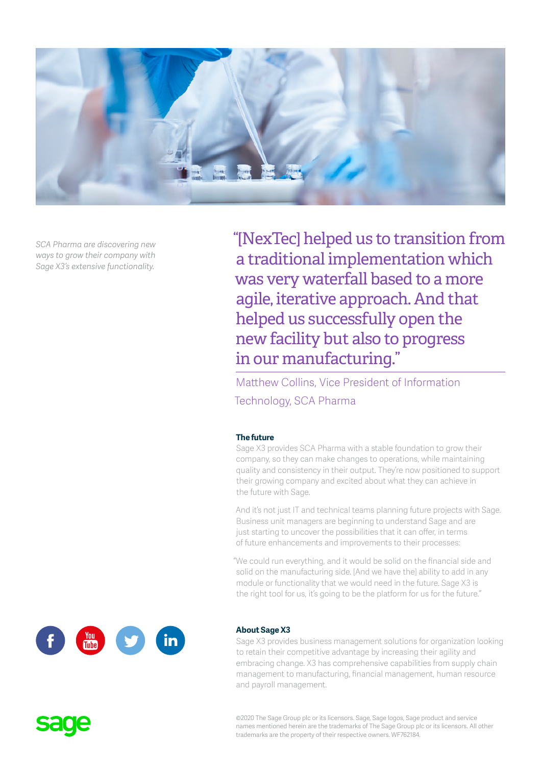*SCA Pharma are discovering new ways to grow their company with Sage X3's extensive functionality.*

"[NexTec] helped us to transition from a traditional implementation which was very waterfall based to a more agile, iterative approach. And that helped us successfully open the new facility but also to progress in our manufacturing."

Matthew Collins, Vice President of Information Technology, SCA Pharma

### The future

Sage X3 provides SCA Pharma with a stable foundation to grow their company, so they can make changes to operations, while maintaining quality and consistency in their output. They're now positioned to support their growing company and excited about what they can achieve in the future with Sage.

And it's not just IT and technical teams planning future projects with Sage. Business unit managers are beginning to understand Sage and are just starting to uncover the possibilities that it can offer, in terms of future enhancements and improvements to their processes:

"We could run everything, and it would be solid on the financial side and solid on the manufacturing side. [And we have the] ability to add in any module or functionality that we would need in the future. Sage X3 is the right tool for us, it's going to be the platform for us for the future."

### About Sage X3

Sage X3 provides business management solutions for organization looking to retain their competitive advantage by increasing their agility and embracing change. X3 has comprehensive capabilities from supply chain management to manufacturing, financial management, human resource and payroll management.

sage

©2020 The Sage Group plc or its licensors. Sage, Sage logos, Sage product and service names mentioned herein are the trademarks of The Sage Group plc or its licensors. All other trademarks are the property of their respective owners. WF762184.